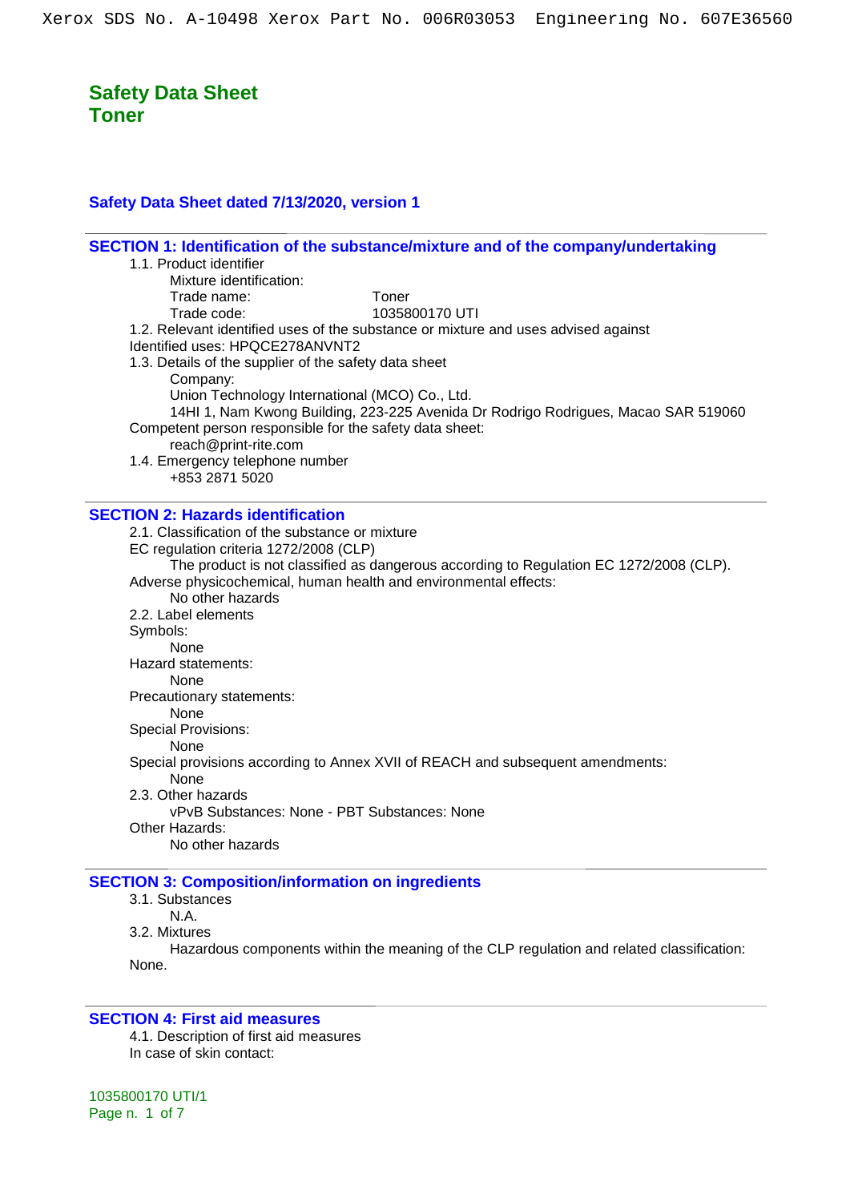# Safety Data Sheet
# Toner

### Safety Data Sheet dated 7/13/2020, version 1

## SECTION 1: Identification of the substance/mixture and of the company/undertaking

1.1. Product identifier

Mixture identification:

Trade name: Toner

Trade code: 1035800170 UTI

1.2. Relevant identified uses of the substance or mixture and uses advised against

Identified uses: HPQCE278ANVNT2

1.3. Details of the supplier of the safety data sheet

Company:

Union Technology International (MCO) Co., Ltd.

14HI 1, Nam Kwong Building, 223-225 Avenida Dr Rodrigo Rodrigues, Macao SAR 519060

Competent person responsible for the safety data sheet:

reach@print-rite.com

1.4. Emergency telephone number

+853 2871 5020

## SECTION 2: Hazards identification

2.1. Classification of the substance or mixture

EC regulation criteria 1272/2008 (CLP)

The product is not classified as dangerous according to Regulation EC 1272/2008 (CLP).

Adverse physicochemical, human health and environmental effects:

No other hazards

2.2. Label elements

Symbols:

None

Hazard statements:

None

Precautionary statements:

None

Special Provisions:

None

Special provisions according to Annex XVII of REACH and subsequent amendments:

None

2.3. Other hazards

vPvB Substances: None - PBT Substances: None

Other Hazards:

No other hazards

## SECTION 3: Composition/information on ingredients

3.1. Substances

N.A.

3.2. Mixtures

Hazardous components within the meaning of the CLP regulation and related classification:
None.

## SECTION 4: First aid measures

4.1. Description of first aid measures

In case of skin contact: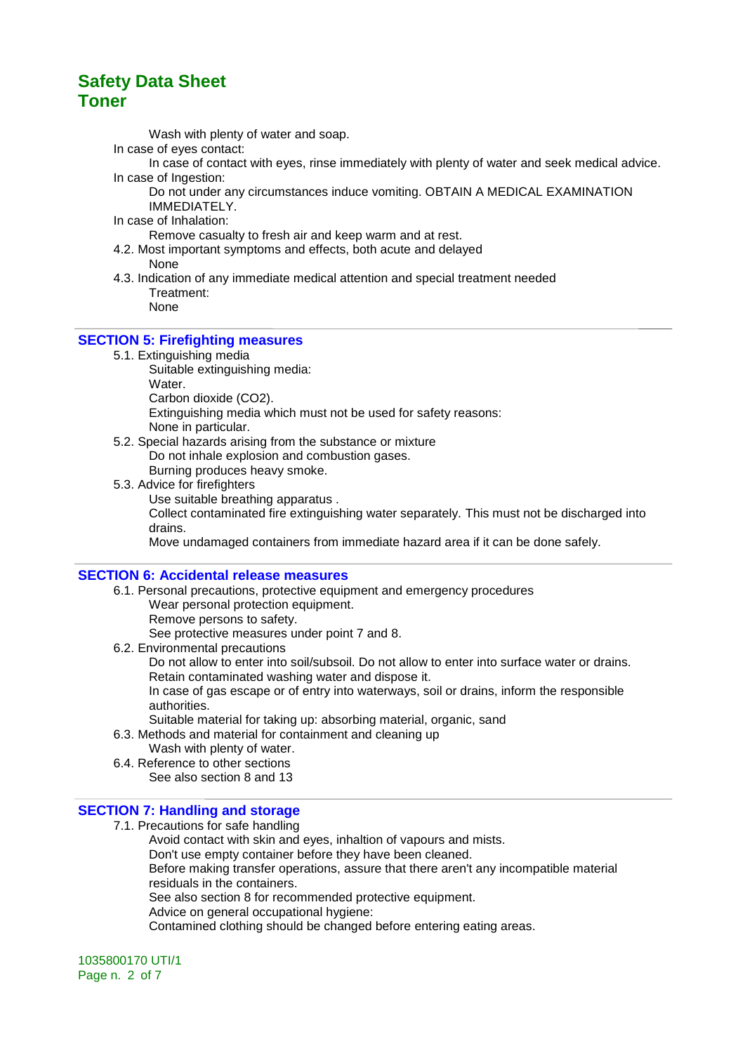Wash with plenty of water and soap.

In case of eyes contact:

In case of contact with eyes, rinse immediately with plenty of water and seek medical advice.

In case of Ingestion:

Do not under any circumstances induce vomiting. OBTAIN A MEDICAL EXAMINATION IMMEDIATELY.

In case of Inhalation:

Remove casualty to fresh air and keep warm and at rest.

4.2. Most important symptoms and effects, both acute and delayed

None

4.3. Indication of any immediate medical attention and special treatment needed

Treatment:

None

## SECTION 5: Firefighting measures

5.1. Extinguishing media

Suitable extinguishing media:

Water.

Carbon dioxide ($CO_2$).

Extinguishing media which must not be used for safety reasons:

None in particular.

5.2. Special hazards arising from the substance or mixture

Do not inhale explosion and combustion gases.

Burning produces heavy smoke.

5.3. Advice for firefighters

Use suitable breathing apparatus .

Collect contaminated fire extinguishing water separately. This must not be discharged into drains.

Move undamaged containers from immediate hazard area if it can be done safely.

## SECTION 6: Accidental release measures

6.1. Personal precautions, protective equipment and emergency procedures

Wear personal protection equipment.

Remove persons to safety.

See protective measures under point 7 and 8.

6.2. Environmental precautions

Do not allow to enter into soil/subsoil. Do not allow to enter into surface water or drains.

Retain contaminated washing water and dispose it.

In case of gas escape or of entry into waterways, soil or drains, inform the responsible authorities.

Suitable material for taking up: absorbing material, organic, sand

6.3. Methods and material for containment and cleaning up

Wash with plenty of water.

6.4. Reference to other sections

See also section 8 and 13

## SECTION 7: Handling and storage

7.1. Precautions for safe handling

Avoid contact with skin and eyes, inhaltion of vapours and mists.

Don't use empty container before they have been cleaned.

Before making transfer operations, assure that there aren't any incompatible material residuals in the containers.

See also section 8 for recommended protective equipment.

Advice on general occupational hygiene:

Contamined clothing should be changed before entering eating areas.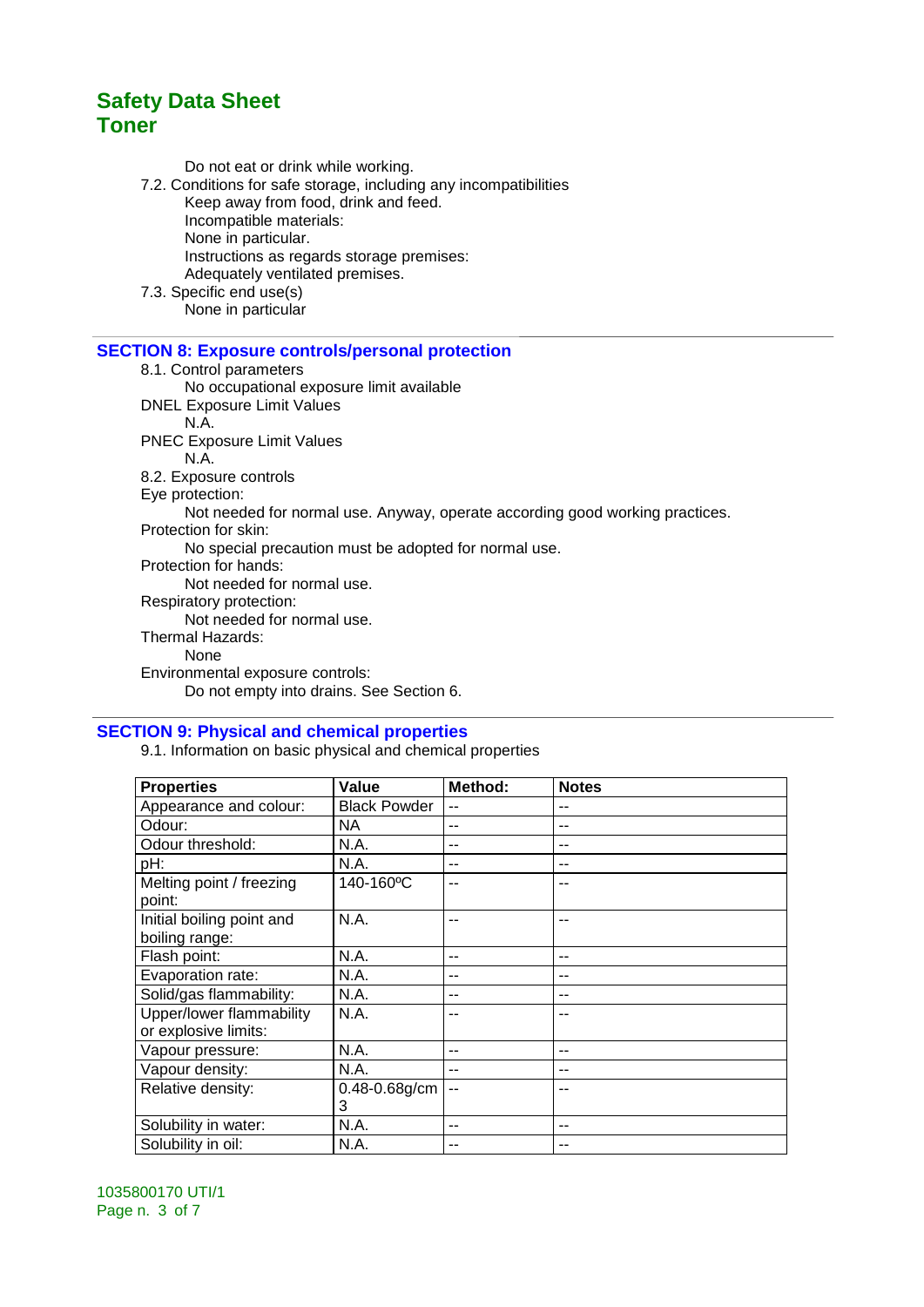Do not eat or drink while working.

7.2. Conditions for safe storage, including any incompatibilities

Keep away from food, drink and feed.

Incompatible materials:

None in particular.

Instructions as regards storage premises:

Adequately ventilated premises.

7.3. Specific end use(s)

None in particular

## SECTION 8: Exposure controls/personal protection

8.1. Control parameters

No occupational exposure limit available

DNEL Exposure Limit Values

N.A.

PNEC Exposure Limit Values

N.A.

8.2. Exposure controls

Eye protection:

Not needed for normal use. Anyway, operate according good working practices.

Protection for skin:

No special precaution must be adopted for normal use.

Protection for hands:

Not needed for normal use.

Respiratory protection:

Not needed for normal use.

Thermal Hazards:

None

Environmental exposure controls:

Do not empty into drains. See Section 6.

## SECTION 9: Physical and chemical properties

9.1. Information on basic physical and chemical properties

| Properties | Value | Method: | Notes |
|---|---|---|---|
| Appearance and colour: | Black Powder | -- | -- |
| Odour: | NA | -- | -- |
| Odour threshold: | N.A. | -- | -- |
| pH: | N.A. | -- | -- |
| Melting point / freezing point: | 140-160ºC | -- | -- |
| Initial boiling point and boiling range: | N.A. | -- | -- |
| Flash point: | N.A. | -- | -- |
| Evaporation rate: | N.A. | -- | -- |
| Solid/gas flammability: | N.A. | -- | -- |
| Upper/lower flammability or explosive limits: | N.A. | -- | -- |
| Vapour pressure: | N.A. | -- | -- |
| Vapour density: | N.A. | -- | -- |
| Relative density: | 0.48-0.68g/cm3 | -- | -- |
| Solubility in water: | N.A. | -- | -- |
| Solubility in oil: | N.A. | -- | -- |

1035800170 UTI/1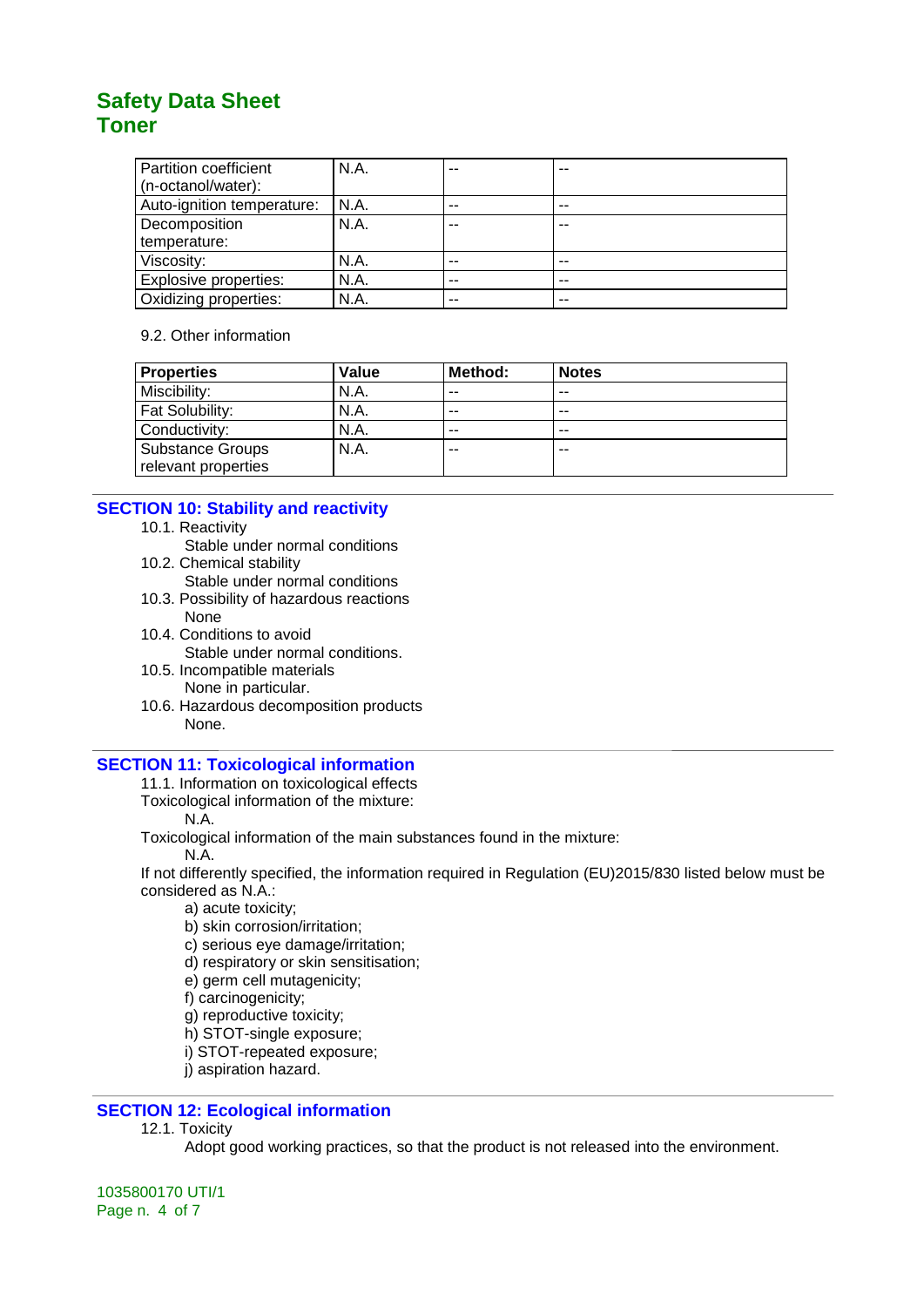| Partition coefficient (n-octanol/water): | N.A. | -- | -- |
|---|---|---|---|
| Auto-ignition temperature: | N.A. | -- | -- |
| Decomposition temperature: | N.A. | -- | -- |
| Viscosity: | N.A. | -- | -- |
| Explosive properties: | N.A. | -- | -- |
| Oxidizing properties: | N.A. | -- | -- |

9.2. Other information

| Properties | Value | Method: | Notes |
|---|---|---|---|
| Miscibility: | N.A. | -- | -- |
| Fat Solubility: | N.A. | -- | -- |
| Conductivity: | N.A. | -- | -- |
| Substance Groups relevant properties | N.A. | -- | -- |

## SECTION 10: Stability and reactivity

10.1. Reactivity

Stable under normal conditions

10.2. Chemical stability

Stable under normal conditions

10.3. Possibility of hazardous reactions

None

10.4. Conditions to avoid

Stable under normal conditions.

10.5. Incompatible materials

None in particular.

10.6. Hazardous decomposition products

None.

## SECTION 11: Toxicological information

11.1. Information on toxicological effects

Toxicological information of the mixture:

N.A.

Toxicological information of the main substances found in the mixture:

N.A.

If not differently specified, the information required in Regulation (EU)2015/830 listed below must be considered as N.A.:

a) acute toxicity;
b) skin corrosion/irritation;
c) serious eye damage/irritation;
d) respiratory or skin sensitisation;
e) germ cell mutagenicity;
f) carcinogenicity;
g) reproductive toxicity;
h) STOT-single exposure;
i) STOT-repeated exposure;
j) aspiration hazard.

## SECTION 12: Ecological information

12.1. Toxicity

Adopt good working practices, so that the product is not released into the environment.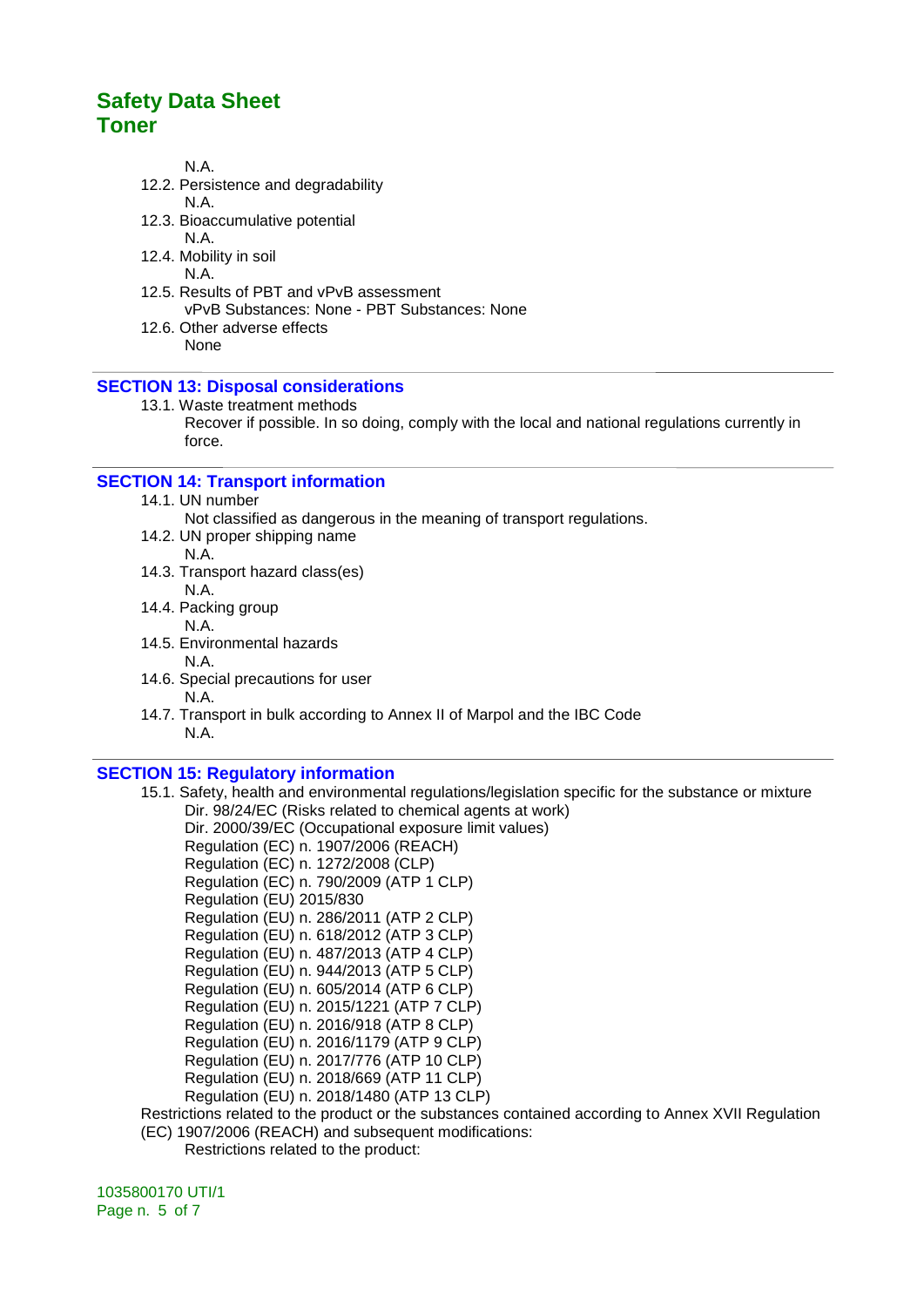N.A.

12.2. Persistence and degradability

N.A.

12.3. Bioaccumulative potential

N.A.

12.4. Mobility in soil

N.A.

12.5. Results of PBT and vPvB assessment

vPvB Substances: None - PBT Substances: None

12.6. Other adverse effects

None

## SECTION 13: Disposal considerations

13.1. Waste treatment methods

Recover if possible. In so doing, comply with the local and national regulations currently in force.

## SECTION 14: Transport information

14.1. UN number

Not classified as dangerous in the meaning of transport regulations.

14.2. UN proper shipping name

N.A.

14.3. Transport hazard class(es)

N.A.

14.4. Packing group

N.A.

14.5. Environmental hazards

N.A.

14.6. Special precautions for user

N.A.

14.7. Transport in bulk according to Annex II of Marpol and the IBC Code

N.A.

## SECTION 15: Regulatory information

15.1. Safety, health and environmental regulations/legislation specific for the substance or mixture

Dir. 98/24/EC (Risks related to chemical agents at work)
Dir. 2000/39/EC (Occupational exposure limit values)
Regulation (EC) n. 1907/2006 (REACH)
Regulation (EC) n. 1272/2008 (CLP)
Regulation (EC) n. 790/2009 (ATP 1 CLP)
Regulation (EU) 2015/830
Regulation (EU) n. 286/2011 (ATP 2 CLP)
Regulation (EU) n. 618/2012 (ATP 3 CLP)
Regulation (EU) n. 487/2013 (ATP 4 CLP)
Regulation (EU) n. 944/2013 (ATP 5 CLP)
Regulation (EU) n. 605/2014 (ATP 6 CLP)
Regulation (EU) n. 2015/1221 (ATP 7 CLP)
Regulation (EU) n. 2016/918 (ATP 8 CLP)
Regulation (EU) n. 2016/1179 (ATP 9 CLP)
Regulation (EU) n. 2017/776 (ATP 10 CLP)
Regulation (EU) n. 2018/669 (ATP 11 CLP)
Regulation (EU) n. 2018/1480 (ATP 13 CLP)

Restrictions related to the product or the substances contained according to Annex XVII Regulation (EC) 1907/2006 (REACH) and subsequent modifications:

Restrictions related to the product: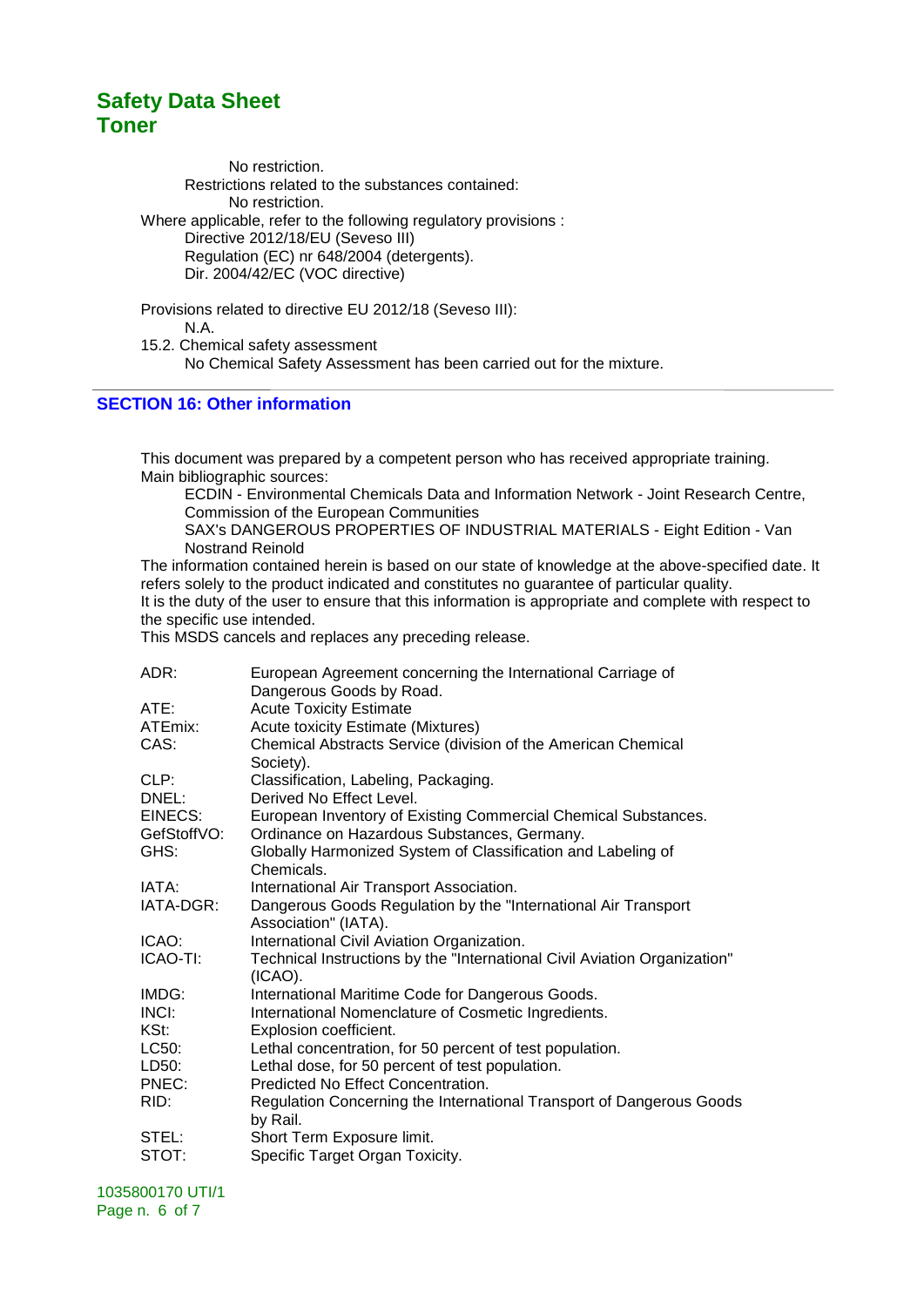No restriction.

Restrictions related to the substances contained:

No restriction.

Where applicable, refer to the following regulatory provisions :

Directive 2012/18/EU (Seveso III)

Regulation (EC) nr 648/2004 (detergents).

Dir. 2004/42/EC (VOC directive)

Provisions related to directive EU 2012/18 (Seveso III):

N.A.

15.2. Chemical safety assessment

No Chemical Safety Assessment has been carried out for the mixture.

## SECTION 16: Other information

This document was prepared by a competent person who has received appropriate training.

Main bibliographic sources:

ECDIN - Environmental Chemicals Data and Information Network - Joint Research Centre, Commission of the European Communities

SAX's DANGEROUS PROPERTIES OF INDUSTRIAL MATERIALS - Eight Edition - Van Nostrand Reinold

The information contained herein is based on our state of knowledge at the above-specified date. It refers solely to the product indicated and constitutes no guarantee of particular quality.

It is the duty of the user to ensure that this information is appropriate and complete with respect to the specific use intended.

This MSDS cancels and replaces any preceding release.

| | |
|---|---|
| ADR: | European Agreement concerning the International Carriage of Dangerous Goods by Road. |
| ATE: | Acute Toxicity Estimate |
| ATEmix: | Acute toxicity Estimate (Mixtures) |
| CAS: | Chemical Abstracts Service (division of the American Chemical Society). |
| CLP: | Classification, Labeling, Packaging. |
| DNEL: | Derived No Effect Level. |
| EINECS: | European Inventory of Existing Commercial Chemical Substances. |
| GefStoffVO: | Ordinance on Hazardous Substances, Germany. |
| GHS: | Globally Harmonized System of Classification and Labeling of Chemicals. |
| IATA: | International Air Transport Association. |
| IATA-DGR: | Dangerous Goods Regulation by the "International Air Transport Association" (IATA). |
| ICAO: | International Civil Aviation Organization. |
| ICAO-TI: | Technical Instructions by the "International Civil Aviation Organization" (ICAO). |
| IMDG: | International Maritime Code for Dangerous Goods. |
| INCI: | International Nomenclature of Cosmetic Ingredients. |
| KSt: | Explosion coefficient. |
| LC50: | Lethal concentration, for 50 percent of test population. |
| LD50: | Lethal dose, for 50 percent of test population. |
| PNEC: | Predicted No Effect Concentration. |
| RID: | Regulation Concerning the International Transport of Dangerous Goods by Rail. |
| STEL: | Short Term Exposure limit. |
| STOT: | Specific Target Organ Toxicity. |

1035800170 UTI/1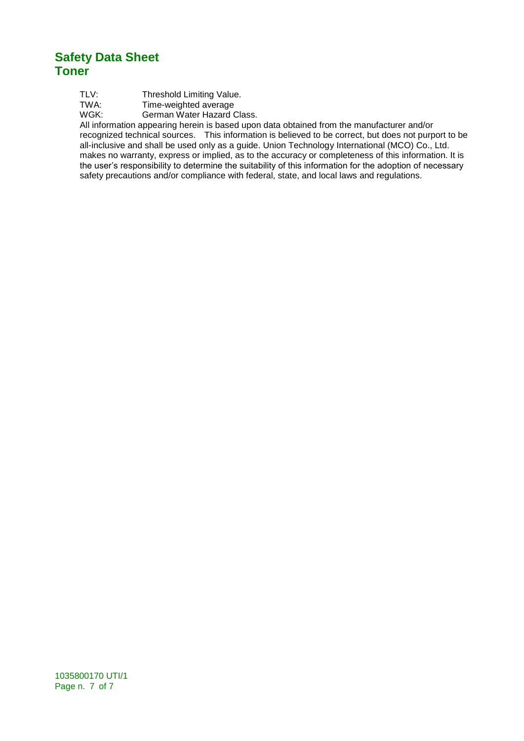TLV: Threshold Limiting Value.
TWA: Time-weighted average
WGK: German Water Hazard Class.

All information appearing herein is based upon data obtained from the manufacturer and/or recognized technical sources. This information is believed to be correct, but does not purport to be all-inclusive and shall be used only as a guide. Union Technology International (MCO) Co., Ltd. makes no warranty, express or implied, as to the accuracy or completeness of this information. It is the user's responsibility to determine the suitability of this information for the adoption of necessary safety precautions and/or compliance with federal, state, and local laws and regulations.